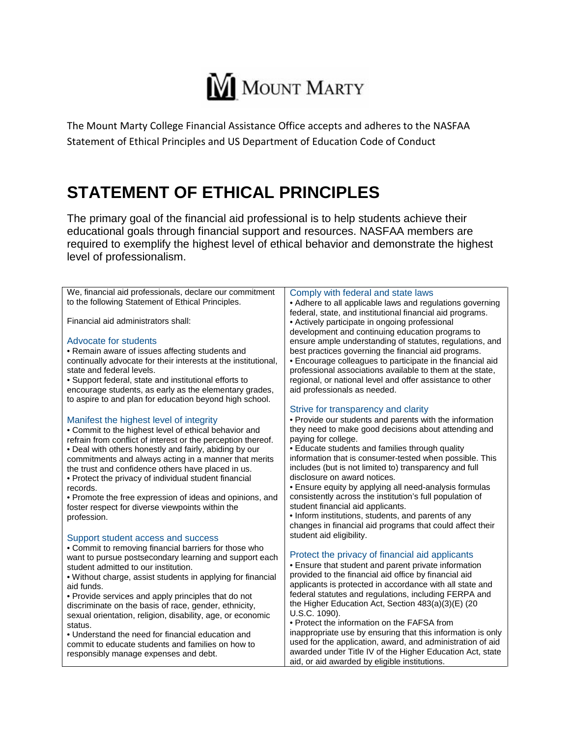MOUNT MARTY

The Mount Marty College Financial Assistance Office accepts and adheres to the NASFAA Statement of Ethical Principles and US Department of Education Code of Conduct

# STATEMENT OF ETHICAL PRINCIPLES

The primary goal of the financial aid professional is to help students achieve their educational goals through financial support and resources. NASFAA members are required to exemplify the highest level of ethical behavior and demonstrate the highest level of professionalism.

We, financial aid professionals, declare our commitment to the following Statement of Ethical Principles.

Financial aid administrators shall:

### Advocate for students

- Remain aware of issues affecting students and continually advocate for their interests at the institutional, state and federal levels.
- Support federal, state and institutional efforts to encourage students, as early as the elementary grades, to aspire to and plan for education beyond high school.

### Manifest the highest level of integrity

- Commit to the highest level of ethical behavior and refrain from conflict of interest or the perception thereof.
- Deal with others honestly and fairly, abiding by our commitments and always acting in a manner that merits the trust and confidence others have placed in us.
- Protect the privacy of individual student financial records.
- Promote the free expression of ideas and opinions, and foster respect for diverse viewpoints within the profession.

### Support student access and success

- Commit to removing financial barriers for those who want to pursue postsecondary learning and support each student admitted to our institution.
- Without charge, assist students in applying for financial aid funds.
- Provide services and apply principles that do not discriminate on the basis of race, gender, ethnicity, sexual orientation, religion, disability, age, or economic status.
- Understand the need for financial education and commit to educate students and families on how to responsibly manage expenses and debt.

### Comply with federal and state laws

- Adhere to all applicable laws and regulations governing federal, state, and institutional financial aid programs.
- Actively participate in ongoing professional development and continuing education programs to ensure ample understanding of statutes, regulations, and best practices governing the financial aid programs.
- Encourage colleagues to participate in the financial aid professional associations available to them at the state, regional, or national level and offer assistance to other aid professionals as needed.

### Strive for transparency and clarity

- Provide our students and parents with the information they need to make good decisions about attending and paying for college.
- Educate students and families through quality information that is consumer-tested when possible. This includes (but is not limited to) transparency and full disclosure on award notices.
- Ensure equity by applying all need-analysis formulas consistently across the institution's full population of student financial aid applicants.
- Inform institutions, students, and parents of any changes in financial aid programs that could affect their student aid eligibility.

### Protect the privacy of financial aid applicants

- Ensure that student and parent private information provided to the financial aid office by financial aid applicants is protected in accordance with all state and federal statutes and regulations, including FERPA and the Higher Education Act, Section 483(a)(3)(E) (20 U.S.C. 1090).
- Protect the information on the FAFSA from inappropriate use by ensuring that this information is only used for the application, award, and administration of aid awarded under Title IV of the Higher Education Act, state aid, or aid awarded by eligible institutions.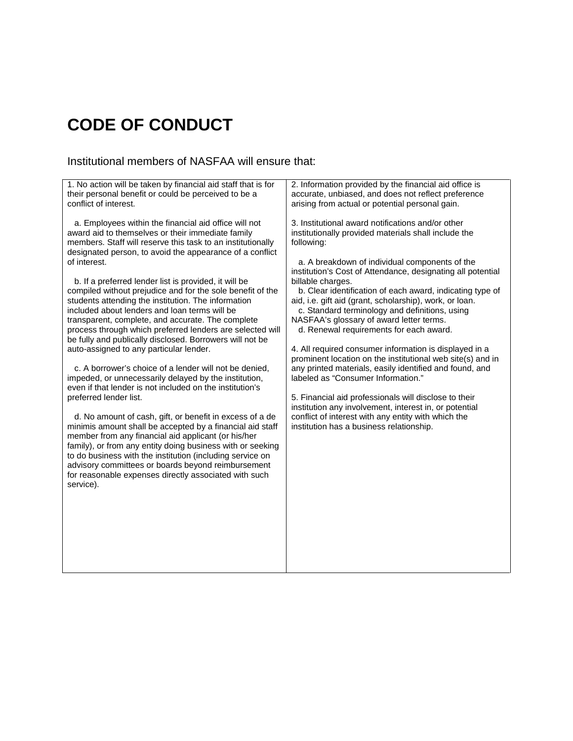# CODE OF CONDUCT

Institutional members of NASFAA will ensure that:

1. No action will be taken by financial aid staff that is for their personal benefit or could be perceived to be a conflict of interest.

   a. Employees within the financial aid office will not award aid to themselves or their immediate family members. Staff will reserve this task to an institutionally designated person, to avoid the appearance of a conflict of interest.

   b. If a preferred lender list is provided, it will be compiled without prejudice and for the sole benefit of the students attending the institution. The information included about lenders and loan terms will be transparent, complete, and accurate. The complete process through which preferred lenders are selected will be fully and publically disclosed. Borrowers will not be auto-assigned to any particular lender.

   c. A borrower's choice of a lender will not be denied, impeded, or unnecessarily delayed by the institution, even if that lender is not included on the institution's preferred lender list.

   d. No amount of cash, gift, or benefit in excess of a de minimis amount shall be accepted by a financial aid staff member from any financial aid applicant (or his/her family), or from any entity doing business with or seeking to do business with the institution (including service on advisory committees or boards beyond reimbursement for reasonable expenses directly associated with such service).

2. Information provided by the financial aid office is accurate, unbiased, and does not reflect preference arising from actual or potential personal gain.

3. Institutional award notifications and/or other institutionally provided materials shall include the following:

   a. A breakdown of individual components of the institution's Cost of Attendance, designating all potential billable charges.
   b. Clear identification of each award, indicating type of aid, i.e. gift aid (grant, scholarship), work, or loan.
   c. Standard terminology and definitions, using NASFAA's glossary of award letter terms.
   d. Renewal requirements for each award.

4. All required consumer information is displayed in a prominent location on the institutional web site(s) and in any printed materials, easily identified and found, and labeled as "Consumer Information."

5. Financial aid professionals will disclose to their institution any involvement, interest in, or potential conflict of interest with any entity with which the institution has a business relationship.